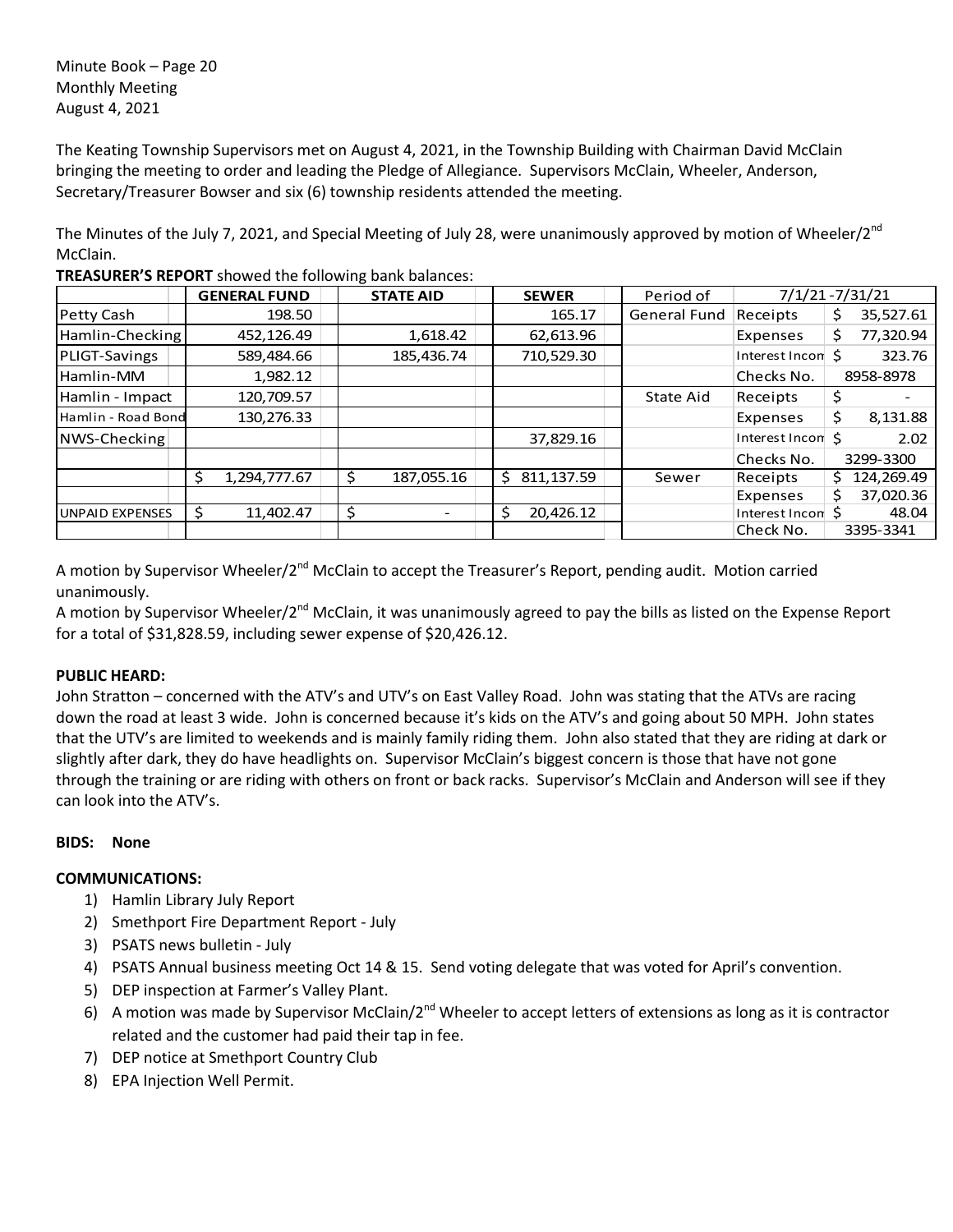Minute Book – Page 20
Monthly Meeting
August 4, 2021

The Keating Township Supervisors met on August 4, 2021, in the Township Building with Chairman David McClain bringing the meeting to order and leading the Pledge of Allegiance. Supervisors McClain, Wheeler, Anderson, Secretary/Treasurer Bowser and six (6) township residents attended the meeting.

The Minutes of the July 7, 2021, and Special Meeting of July 28, were unanimously approved by motion of Wheeler/2nd McClain.

**TREASURER'S REPORT** showed the following bank balances:

| | GENERAL FUND | STATE AID | SEWER | Period of | 7/1/21 -7/31/21 | |
|---|---|---|---|---|---|---|
| Petty Cash | 198.50 | | 165.17 | General Fund | Receipts | $ 35,527.61 |
| Hamlin-Checking | 452,126.49 | 1,618.42 | 62,613.96 | | Expenses | $ 77,320.94 |
| PLIGT-Savings | 589,484.66 | 185,436.74 | 710,529.30 | | Interest Incom | $ 323.76 |
| Hamlin-MM | 1,982.12 | | | | Checks No. | 8958-8978 |
| Hamlin - Impact | 120,709.57 | | | State Aid | Receipts | $ - |
| Hamlin - Road Bond | 130,276.33 | | | | Expenses | $ 8,131.88 |
| NWS-Checking | | | 37,829.16 | | Interest Incom | $ 2.02 |
| | | | | | Checks No. | 3299-3300 |
| | $ 1,294,777.67 | $ 187,055.16 | $ 811,137.59 | Sewer | Receipts | $ 124,269.49 |
| | | | | | Expenses | $ 37,020.36 |
| UNPAID EXPENSES | $ 11,402.47 | $ - | $ 20,426.12 | | Interest Incom | $ 48.04 |
| | | | | | Check No. | 3395-3341 |

A motion by Supervisor Wheeler/2nd McClain to accept the Treasurer's Report, pending audit. Motion carried unanimously.
A motion by Supervisor Wheeler/2nd McClain, it was unanimously agreed to pay the bills as listed on the Expense Report for a total of $31,828.59, including sewer expense of $20,426.12.

**PUBLIC HEARD:**
John Stratton – concerned with the ATV's and UTV's on East Valley Road. John was stating that the ATVs are racing down the road at least 3 wide. John is concerned because it's kids on the ATV's and going about 50 MPH. John states that the UTV's are limited to weekends and is mainly family riding them. John also stated that they are riding at dark or slightly after dark, they do have headlights on. Supervisor McClain's biggest concern is those that have not gone through the training or are riding with others on front or back racks. Supervisor's McClain and Anderson will see if they can look into the ATV's.

**BIDS: None**

**COMMUNICATIONS:**

1) Hamlin Library July Report
2) Smethport Fire Department Report - July
3) PSATS news bulletin - July
4) PSATS Annual business meeting Oct 14 & 15. Send voting delegate that was voted for April's convention.
5) DEP inspection at Farmer's Valley Plant.
6) A motion was made by Supervisor McClain/2nd Wheeler to accept letters of extensions as long as it is contractor related and the customer had paid their tap in fee.
7) DEP notice at Smethport Country Club
8) EPA Injection Well Permit.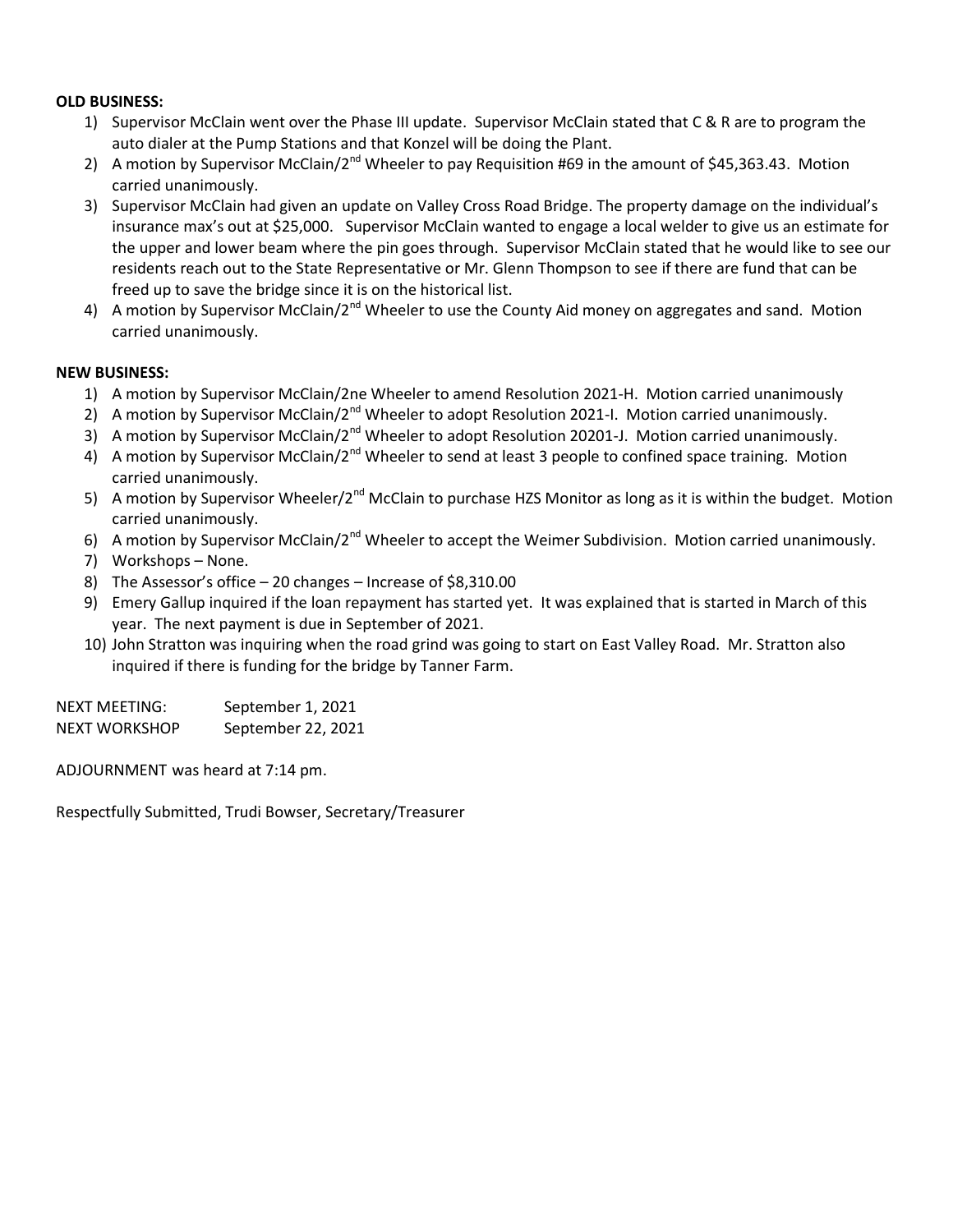**OLD BUSINESS:**

1) Supervisor McClain went over the Phase III update. Supervisor McClain stated that C & R are to program the auto dialer at the Pump Stations and that Konzel will be doing the Plant.
2) A motion by Supervisor McClain/2nd Wheeler to pay Requisition #69 in the amount of $45,363.43. Motion carried unanimously.
3) Supervisor McClain had given an update on Valley Cross Road Bridge. The property damage on the individual's insurance max's out at $25,000. Supervisor McClain wanted to engage a local welder to give us an estimate for the upper and lower beam where the pin goes through. Supervisor McClain stated that he would like to see our residents reach out to the State Representative or Mr. Glenn Thompson to see if there are fund that can be freed up to save the bridge since it is on the historical list.
4) A motion by Supervisor McClain/2nd Wheeler to use the County Aid money on aggregates and sand. Motion carried unanimously.

**NEW BUSINESS:**

1) A motion by Supervisor McClain/2ne Wheeler to amend Resolution 2021-H. Motion carried unanimously
2) A motion by Supervisor McClain/2nd Wheeler to adopt Resolution 2021-I. Motion carried unanimously.
3) A motion by Supervisor McClain/2nd Wheeler to adopt Resolution 20201-J. Motion carried unanimously.
4) A motion by Supervisor McClain/2nd Wheeler to send at least 3 people to confined space training. Motion carried unanimously.
5) A motion by Supervisor Wheeler/2nd McClain to purchase HZS Monitor as long as it is within the budget. Motion carried unanimously.
6) A motion by Supervisor McClain/2nd Wheeler to accept the Weimer Subdivision. Motion carried unanimously.
7) Workshops – None.
8) The Assessor's office – 20 changes – Increase of $8,310.00
9) Emery Gallup inquired if the loan repayment has started yet. It was explained that is started in March of this year. The next payment is due in September of 2021.
10) John Stratton was inquiring when the road grind was going to start on East Valley Road. Mr. Stratton also inquired if there is funding for the bridge by Tanner Farm.

NEXT MEETING: September 1, 2021
NEXT WORKSHOP September 22, 2021

ADJOURNMENT was heard at 7:14 pm.

Respectfully Submitted, Trudi Bowser, Secretary/Treasurer